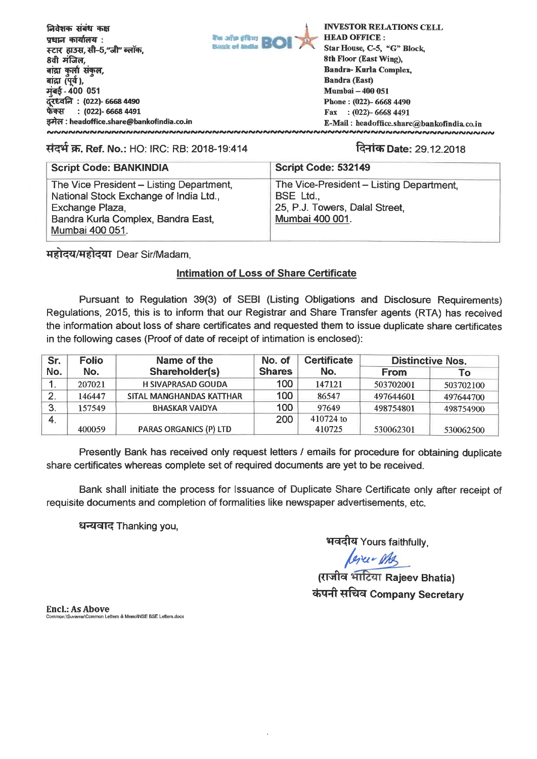निवेशक संबंध कक्ष
प्रधान कार्यालय :
स्टार हाउस, सी–5,"जी" ब्लॉक,
8वी मंजिल,
बांद्रा कुर्ला संकुल,
बांद्रा (पूर्व),
मुंबई - 400 051
दूरध्वनि : (022)- 6668 4490
फेक्स : (022)- 6668 4491
इमेल : headoffice.share@bankofindia.co.in

**INVESTOR RELATIONS CELL**
**HEAD OFFICE :**
Star House, C-5, "G" Block,
8th Floor (East Wing),
Bandra- Kurla Complex,
Bandra (East)
Mumbai – 400 051
Phone : (022)- 6668 4490
Fax : (022)- 6668 4491
E-Mail : headoffice.share@bankofindia.co.in

संदर्भ क्र. Ref. No.: HO: IRC: RB: 2018-19:414

दिनांक Date: 29.12.2018

| Script Code: BANKINDIA | Script Code: 532149 |
|---|---|
| The Vice President – Listing Department, National Stock Exchange of India Ltd., Exchange Plaza, Bandra Kurla Complex, Bandra East, Mumbai 400 051. | The Vice-President – Listing Department, BSE Ltd., 25, P.J. Towers, Dalal Street, Mumbai 400 001. |

महोदय/महोदया Dear Sir/Madam,

**Intimation of Loss of Share Certificate**

Pursuant to Regulation 39(3) of SEBI (Listing Obligations and Disclosure Requirements) Regulations, 2015, this is to inform that our Registrar and Share Transfer agents (RTA) has received the information about loss of share certificates and requested them to issue duplicate share certificates in the following cases (Proof of date of receipt of intimation is enclosed):

| Sr. No. | Folio No. | Name of the Shareholder(s) | No. of Shares | Certificate No. | Distinctive Nos. | |
|---|---|---|---|---|---|---|
| | | | | | From | To |
| 1. | 207021 | H SIVAPRASAD GOUDA | 100 | 147121 | 503702001 | 503702100 |
| 2. | 146447 | SITAL MANGHANDAS KATTHAR | 100 | 86547 | 497644601 | 497644700 |
| 3. | 157549 | BHASKAR VAIDYA | 100 | 97649 | 498754801 | 498754900 |
| 4. | 400059 | PARAS ORGANICS (P) LTD | 200 | 410724 to 410725 | 530062301 | 530062500 |

Presently Bank has received only request letters / emails for procedure for obtaining duplicate share certificates whereas complete set of required documents are yet to be received.

Bank shall initiate the process for Issuance of Duplicate Share Certificate only after receipt of requisite documents and completion of formalities like newspaper advertisements, etc.

धन्यवाद Thanking you,

भवदीय Yours faithfully,

(राजीव भाटिया Rajeev Bhatia)
कंपनी सचिव Company Secretary

**Encl.: As Above**
Common:\Suvarna\Common Letters & Memo\NSE BSE Letters.docx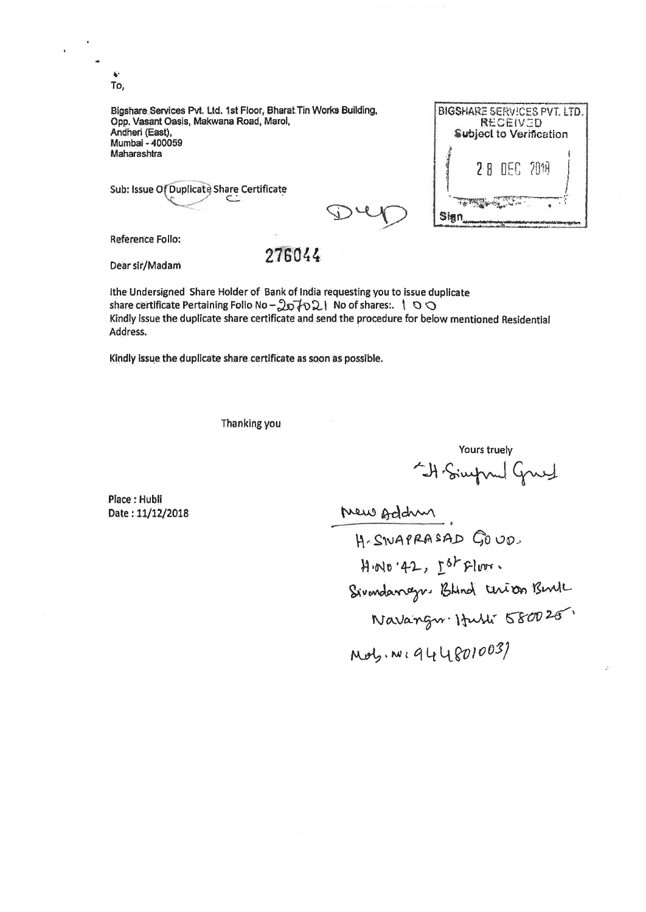To,

Bigshare Services Pvt. Ltd. 1st Floor, Bharat Tin Works Building,
Opp. Vasant Oasis, Makwana Road, Marol,
Andheri (East),
Mumbai - 400059
Maharashtra

BIGSHARE SERVICES PVT. LTD.
RECEIVED
Subject to Verification
28 DEC 2018
Sign

Sub: Issue Of Duplicate Share Certificate

DUP

Reference Folio:

276044

Dear sir/Madam

Ithe Undersigned Share Holder of Bank of India requesting you to issue duplicate share certificate Pertaining Folio No – 207021 No of shares:. 100
Kindly Issue the duplicate share certificate and send the procedure for below mentioned Residential Address.

Kindly issue the duplicate share certificate as soon as possible.

Thanking you

Yours truely

H. Sivaprasad Goud

Place : Hubli
Date : 11/12/2018

New Addr

H. SIVAPRASAD GOUD.
H.No '42, 1st Floor.
Sivanandanagr. Blind Union Bank
Navangr. Hubli 580025.
Mob. N: 9448010031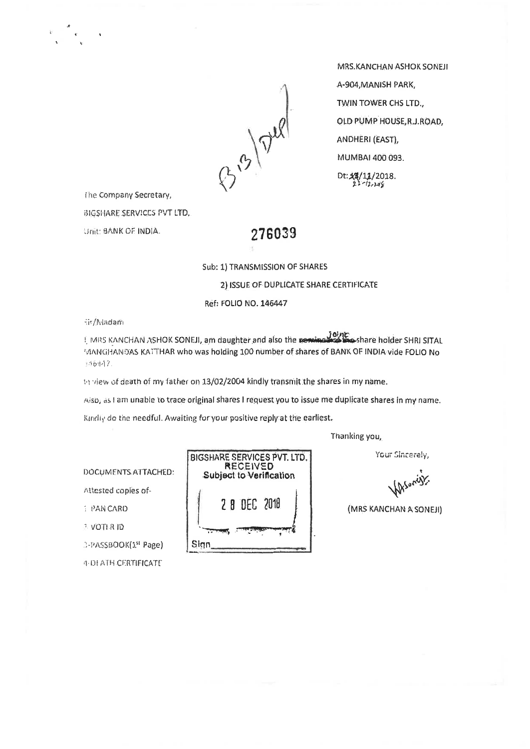MRS.KANCHAN ASHOK SONEJI

A-904,MANISH PARK,

TWIN TOWER CHS LTD.,

OLD PUMP HOUSE,R.J.ROAD,

ANDHERI (EAST),

MUMBAI 400 093.

Dt: 12/11/2018.

B13/Dup

The Company Secretary,

BIGSHARE SERVICES PVT LTD,

Unit: BANK OF INDIA.

276039

Sub: 1) TRANSMISSION OF SHARES

2) ISSUE OF DUPLICATE SHARE CERTIFICATE

Ref: FOLIO NO. 146447

Sir/Madam

I, MRS KANCHAN ASHOK SONEJI, am daughter and also the ~~nominee of the~~ joint share holder SHRI SITAL MANGHANDAS KATTHAR who was holding 100 number of shares of BANK OF INDIA vide FOLIO No 146447.

In view of death of my father on 13/02/2004 kindly transmit the shares in my name.

Also, as I am unable to trace original shares I request you to issue me duplicate shares in my name.

Kindly do the needful. Awaiting for your positive reply at the earliest.

Thanking you,

Your Sincerely,

(MRS KANCHAN A SONEJI)

DOCUMENTS ATTACHED:

Attested copies of-

1-PAN CARD

2-VOTER ID

3-PASSBOOK(1st Page)

4-DEATH CERTIFICATE

BIGSHARE SERVICES PVT. LTD.
RECEIVED
Subject to Verification
28 DEC 2018
Sign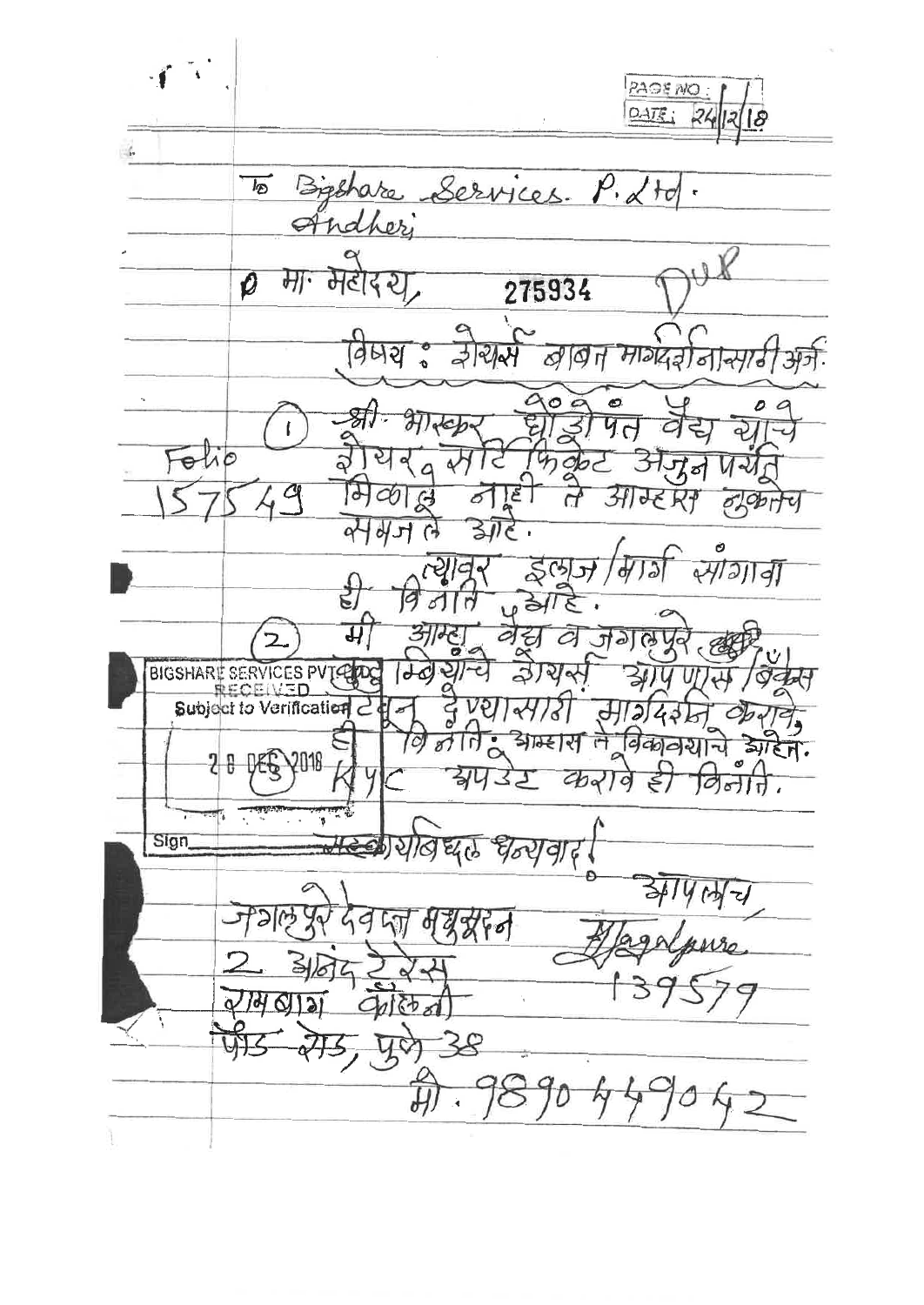PAGE NO: 1
DATE: 24/12/18

To Bigshare Services. P. Ltd.
Andheri

मा. महोदय, 275934 DUP

विषय : शेयर्स बाबत मार्गदर्शनासाठी अर्ज.

Folio 157549

(1) श्री. भास्कर धोंडोपंत वैद्य यांचे शेयर्स सर्टिफिकेट अजुन पर्यंत मिळाले नाही ते आम्हास नुकतेच समजले आहे.

त्यावर इलाज/मार्ग सांगावा ही विनंति आहे.

(2) मी आम्ही वैद्य व जगलपुरे मिळून यांचे शेयर्स आपणास विकून टाकून देण्यासाठी मार्गदर्शन करावे, ही विनंति. आम्हास ते विकावयाचे आहेत. KYC अपडेट करावे ही विनंति.

BIGSHARE SERVICES PVT. LTD.
RECEIVED
Subject to Verification
28 DEC 2018
Sign

सहकार्याबद्दल धन्यवाद!

आपलाच,
Jagalpure
139579

जगलपुरे देवदत्त मधुसूदन
2 आनंद टेरेस
रामबाग कॉलनी
पौड रोड, पुणे 38
मो. 9890449042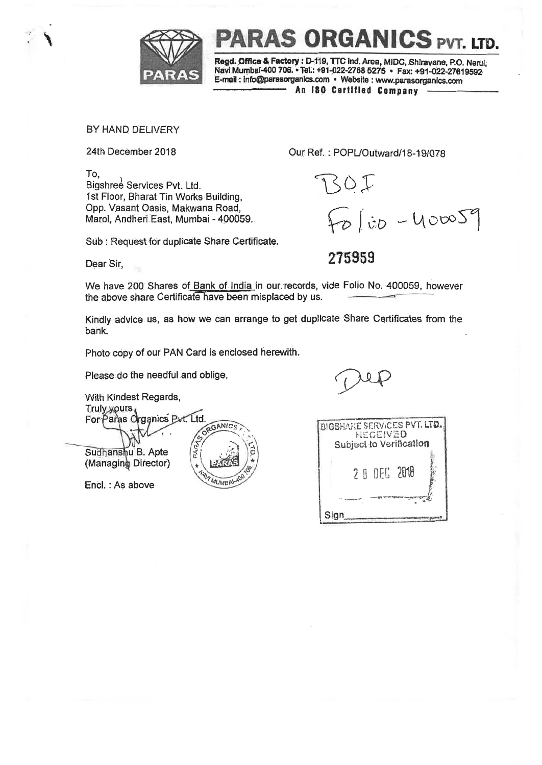# PARAS ORGANICS PVT. LTD.

**Regd. Office & Factory : D-119, TTC Ind. Area, MIDC, Shiravane, P.O. Nerul, Navi Mumbai-400 706. • Tel.: +91-022-2768 5275 • Fax: +91-022-27619592**
**E-mail : info@parasorganics.com • Website : www.parasorganics.com**
**An ISO Certified Company**

BY HAND DELIVERY

24th December 2018

Our Ref. : POPL/Outward/18-19/078

To,
Bigshree Services Pvt. Ltd.
1st Floor, Bharat Tin Works Building,
Opp. Vasant Oasis, Makwana Road,
Marol, Andheri East, Mumbai - 400059.

BOI
Folio - 400059

Sub : Request for duplicate Share Certificate.

275959

Dear Sir,

We have 200 Shares of Bank of India in our records, vide Folio No. 400059, however the above share Certificate have been misplaced by us.

Kindly advice us, as how we can arrange to get duplicate Share Certificates from the bank.

Photo copy of our PAN Card is enclosed herewith.

Please do the needful and oblige,

Dup

With Kindest Regards,
Truly yours,
For Paras Organics Pvt. Ltd.

Sudhanshu B. Apte
(Managing Director)

Encl. : As above

BIGSHARE SERVICES PVT. LTD.
RECEIVED
Subject to Verification
28 DEC 2018
Sign